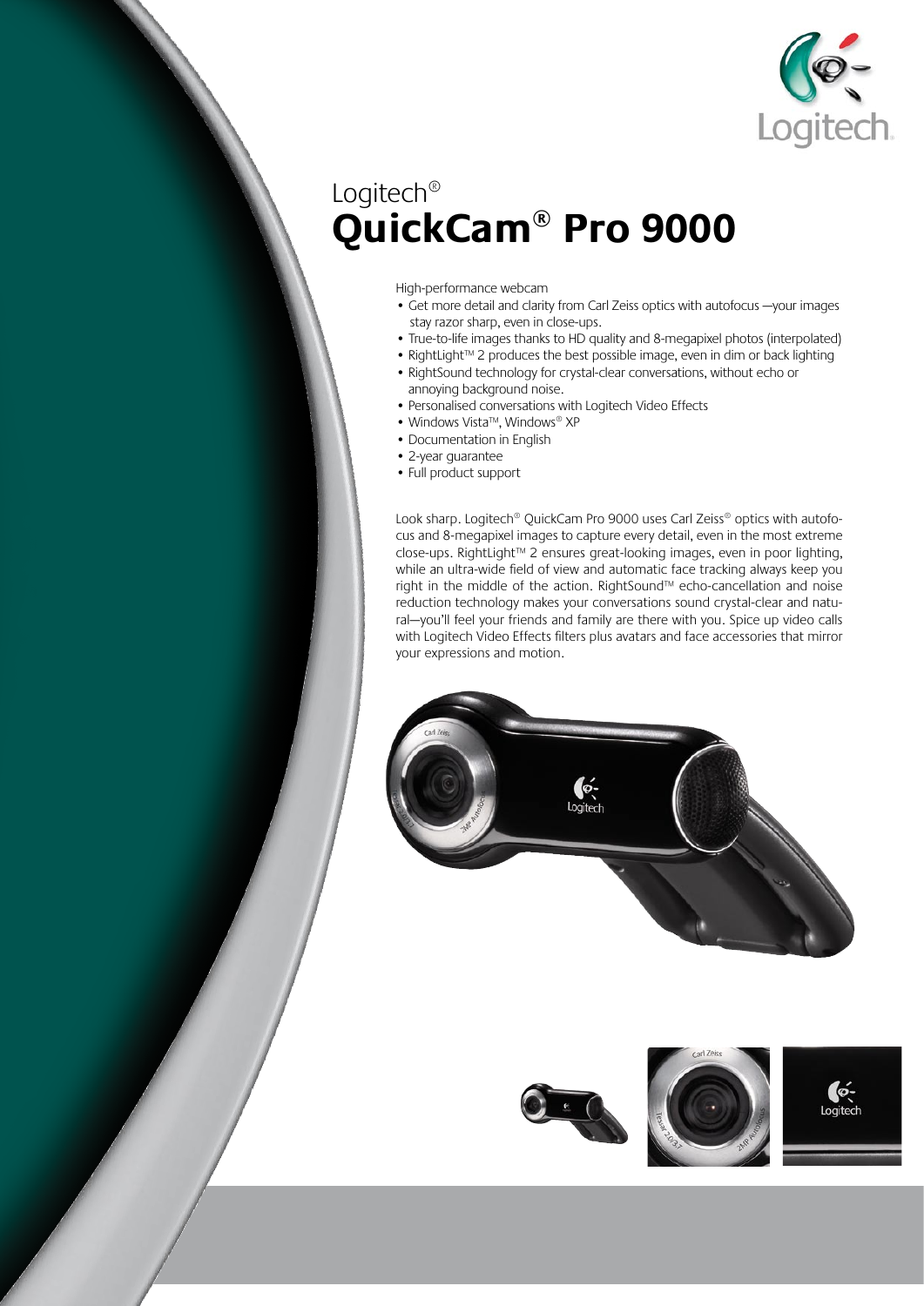Logitech®

# QuickCam® Pro 9000

High-performance webcam

- Get more detail and clarity from Carl Zeiss optics with autofocus —your images stay razor sharp, even in close-ups.
- True-to-life images thanks to HD quality and 8-megapixel photos (interpolated)
- RightLight™ 2 produces the best possible image, even in dim or back lighting
- RightSound technology for crystal-clear conversations, without echo or annoying background noise.
- Personalised conversations with Logitech Video Effects
- Windows Vista™, Windows® XP
- Documentation in English
- 2-year guarantee
- Full product support

Look sharp. Logitech® QuickCam Pro 9000 uses Carl Zeiss® optics with autofocus and 8-megapixel images to capture every detail, even in the most extreme close-ups. RightLight™ 2 ensures great-looking images, even in poor lighting, while an ultra-wide field of view and automatic face tracking always keep you right in the middle of the action. RightSound™ echo-cancellation and noise reduction technology makes your conversations sound crystal-clear and natural—you'll feel your friends and family are there with you. Spice up video calls with Logitech Video Effects filters plus avatars and face accessories that mirror your expressions and motion.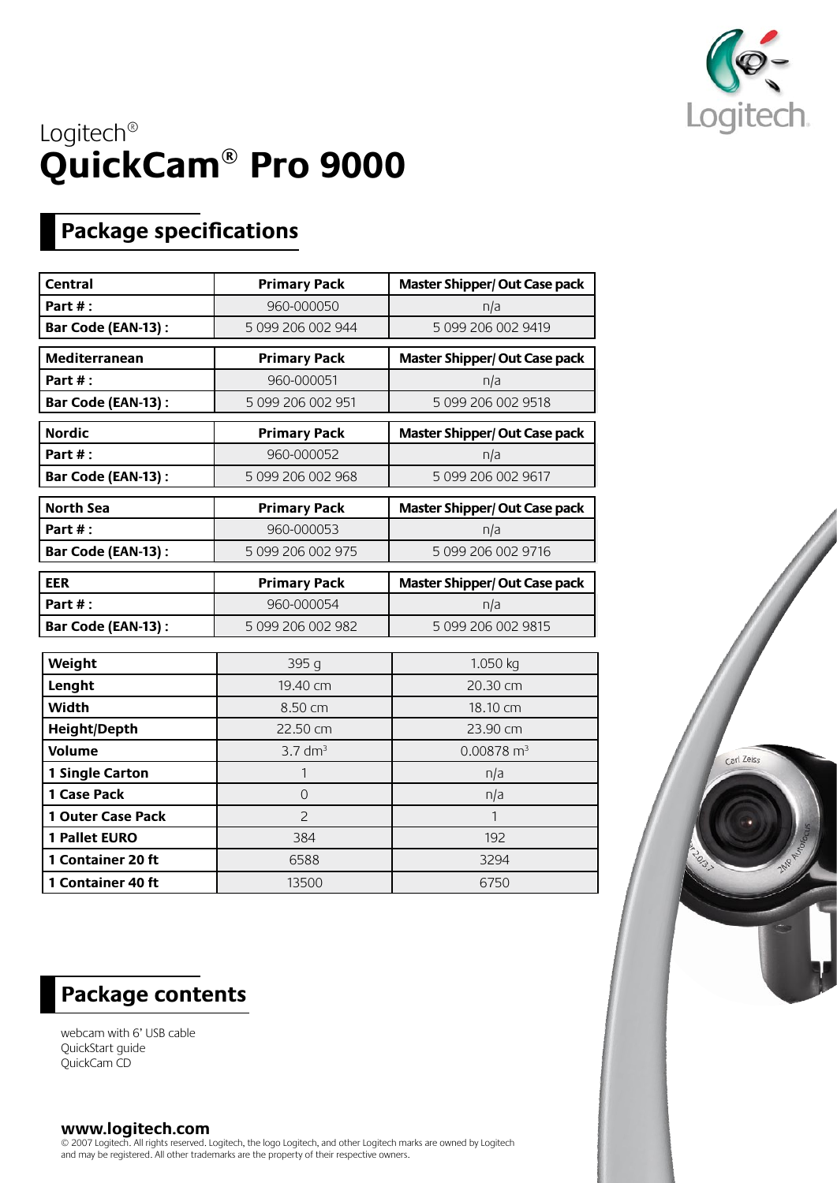Logitech®

# QuickCam® Pro 9000

## Package specifications

| Central | Primary Pack | Master Shipper/ Out Case pack |
|---|---|---|
| Part # : | 960-000050 | n/a |
| Bar Code (EAN-13) : | 5 099 206 002 944 | 5 099 206 002 9419 |

| Mediterranean | Primary Pack | Master Shipper/ Out Case pack |
|---|---|---|
| Part # : | 960-000051 | n/a |
| Bar Code (EAN-13) : | 5 099 206 002 951 | 5 099 206 002 9518 |

| Nordic | Primary Pack | Master Shipper/ Out Case pack |
|---|---|---|
| Part # : | 960-000052 | n/a |
| Bar Code (EAN-13) : | 5 099 206 002 968 | 5 099 206 002 9617 |

| North Sea | Primary Pack | Master Shipper/ Out Case pack |
|---|---|---|
| Part # : | 960-000053 | n/a |
| Bar Code (EAN-13) : | 5 099 206 002 975 | 5 099 206 002 9716 |

| EER | Primary Pack | Master Shipper/ Out Case pack |
|---|---|---|
| Part # : | 960-000054 | n/a |
| Bar Code (EAN-13) : | 5 099 206 002 982 | 5 099 206 002 9815 |

| | | |
|---|---|---|
| Weight | 395 g | 1.050 kg |
| Lenght | 19.40 cm | 20.30 cm |
| Width | 8.50 cm | 18.10 cm |
| Height/Depth | 22.50 cm | 23.90 cm |
| Volume | 3.7 $dm^3$ | 0.00878 $m^3$ |
| 1 Single Carton | 1 | n/a |
| 1 Case Pack | 0 | n/a |
| 1 Outer Case Pack | 2 | 1 |
| 1 Pallet EURO | 384 | 192 |
| 1 Container 20 ft | 6588 | 3294 |
| 1 Container 40 ft | 13500 | 6750 |

## Package contents

webcam with 6' USB cable
QuickStart guide
QuickCam CD

**www.logitech.com**

© 2007 Logitech. All rights reserved. Logitech, the logo Logitech, and other Logitech marks are owned by Logitech and may be registered. All other trademarks are the property of their respective owners.